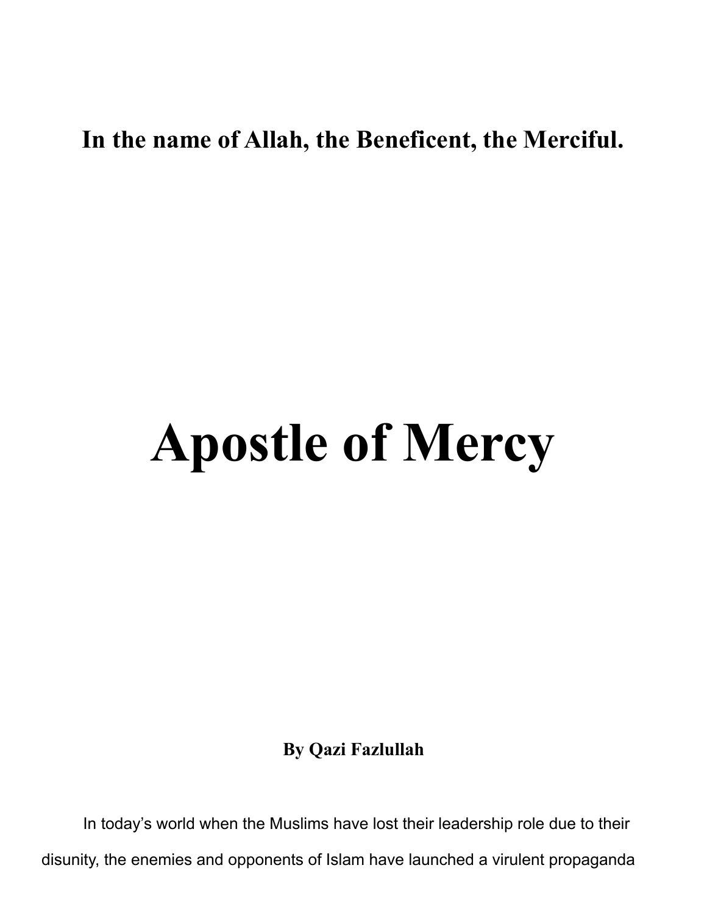**In the name of Allah, the Beneficent, the Merciful.**

# Apostle of Mercy

**By Qazi Fazlullah**

In today's world when the Muslims have lost their leadership role due to their disunity, the enemies and opponents of Islam have launched a virulent propaganda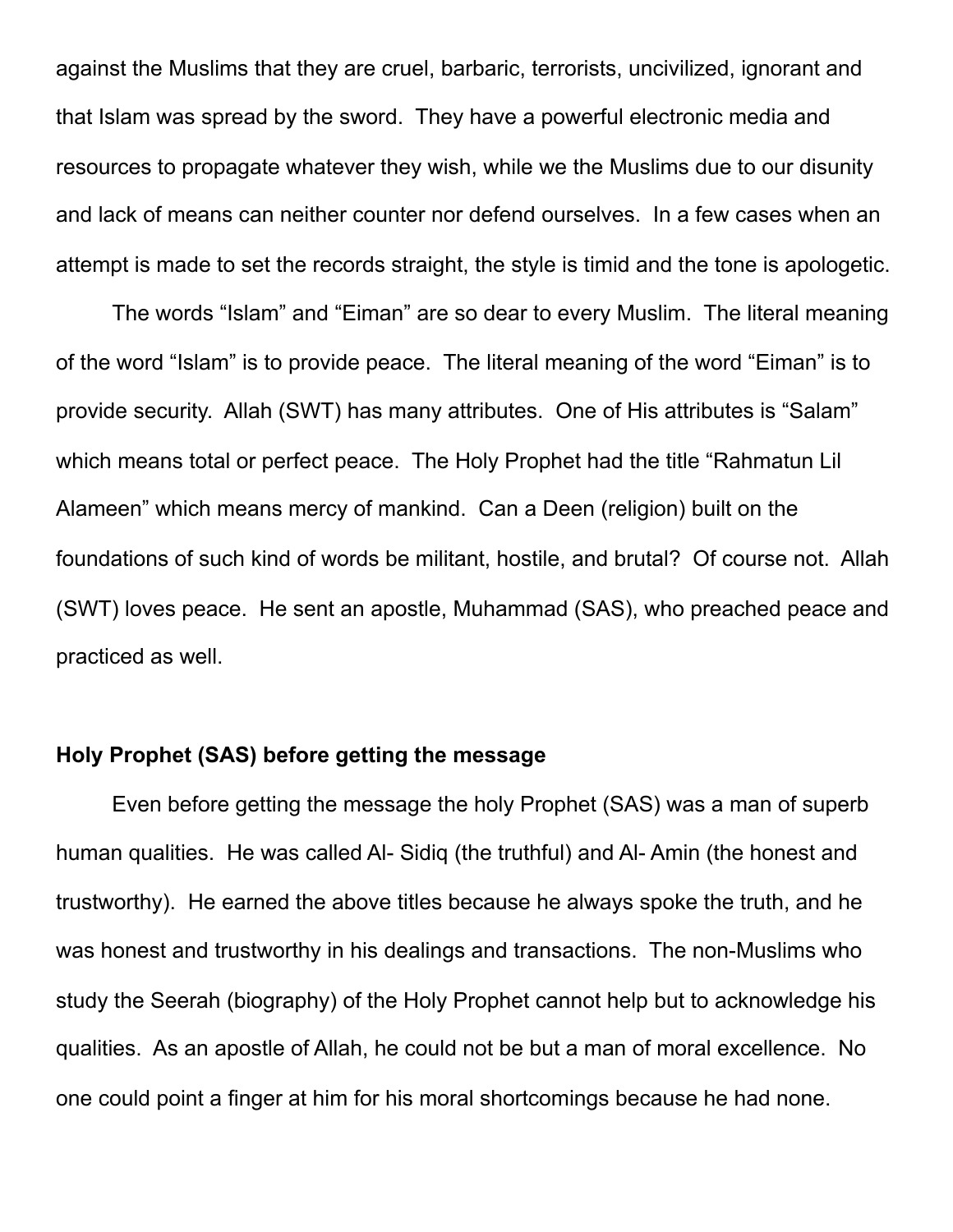against the Muslims that they are cruel, barbaric, terrorists, uncivilized, ignorant and that Islam was spread by the sword. They have a powerful electronic media and resources to propagate whatever they wish, while we the Muslims due to our disunity and lack of means can neither counter nor defend ourselves. In a few cases when an attempt is made to set the records straight, the style is timid and the tone is apologetic.

The words “Islam” and “Eiman” are so dear to every Muslim. The literal meaning of the word “Islam” is to provide peace. The literal meaning of the word “Eiman” is to provide security. Allah (SWT) has many attributes. One of His attributes is “Salam” which means total or perfect peace. The Holy Prophet had the title “Rahmatun Lil Alameen” which means mercy of mankind. Can a Deen (religion) built on the foundations of such kind of words be militant, hostile, and brutal? Of course not. Allah (SWT) loves peace. He sent an apostle, Muhammad (SAS), who preached peace and practiced as well.

**Holy Prophet (SAS) before getting the message**

Even before getting the message the holy Prophet (SAS) was a man of superb human qualities. He was called Al- Sidiq (the truthful) and Al- Amin (the honest and trustworthy). He earned the above titles because he always spoke the truth, and he was honest and trustworthy in his dealings and transactions. The non-Muslims who study the Seerah (biography) of the Holy Prophet cannot help but to acknowledge his qualities. As an apostle of Allah, he could not be but a man of moral excellence. No one could point a finger at him for his moral shortcomings because he had none.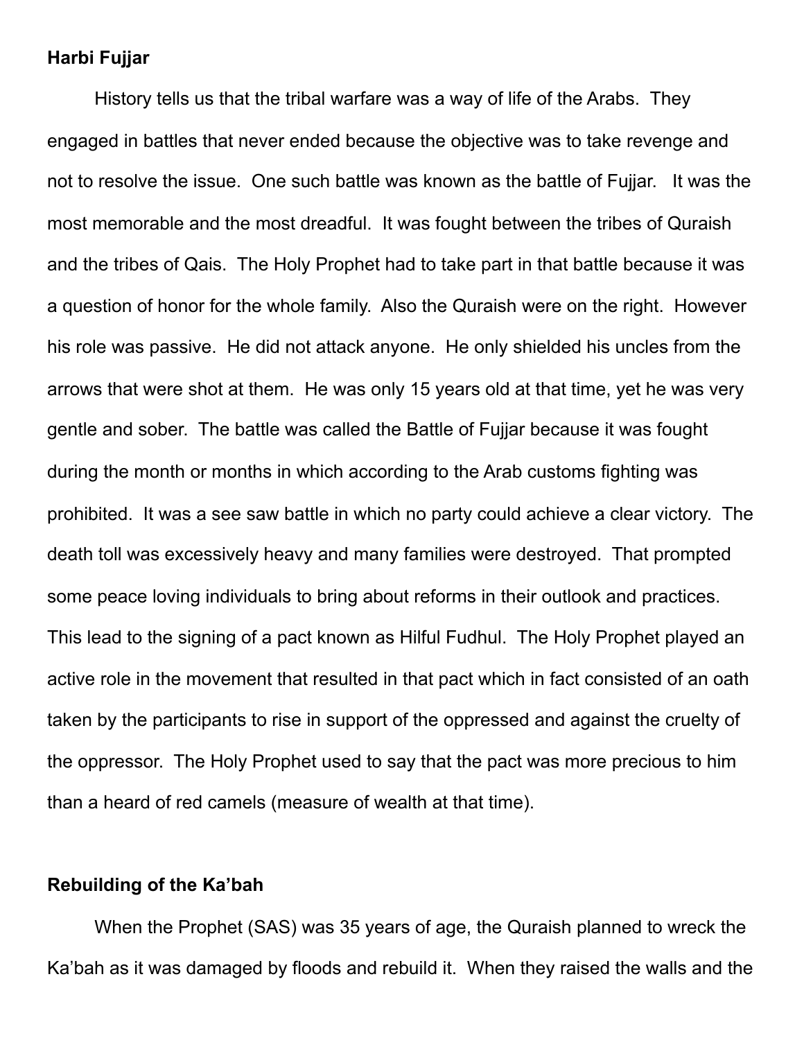**Harbi Fujjar**

History tells us that the tribal warfare was a way of life of the Arabs. They engaged in battles that never ended because the objective was to take revenge and not to resolve the issue. One such battle was known as the battle of Fujjar. It was the most memorable and the most dreadful. It was fought between the tribes of Quraish and the tribes of Qais. The Holy Prophet had to take part in that battle because it was a question of honor for the whole family. Also the Quraish were on the right. However his role was passive. He did not attack anyone. He only shielded his uncles from the arrows that were shot at them. He was only 15 years old at that time, yet he was very gentle and sober. The battle was called the Battle of Fujjar because it was fought during the month or months in which according to the Arab customs fighting was prohibited. It was a see saw battle in which no party could achieve a clear victory. The death toll was excessively heavy and many families were destroyed. That prompted some peace loving individuals to bring about reforms in their outlook and practices. This lead to the signing of a pact known as Hilful Fudhul. The Holy Prophet played an active role in the movement that resulted in that pact which in fact consisted of an oath taken by the participants to rise in support of the oppressed and against the cruelty of the oppressor. The Holy Prophet used to say that the pact was more precious to him than a heard of red camels (measure of wealth at that time).

**Rebuilding of the Ka'bah**

When the Prophet (SAS) was 35 years of age, the Quraish planned to wreck the Ka'bah as it was damaged by floods and rebuild it. When they raised the walls and the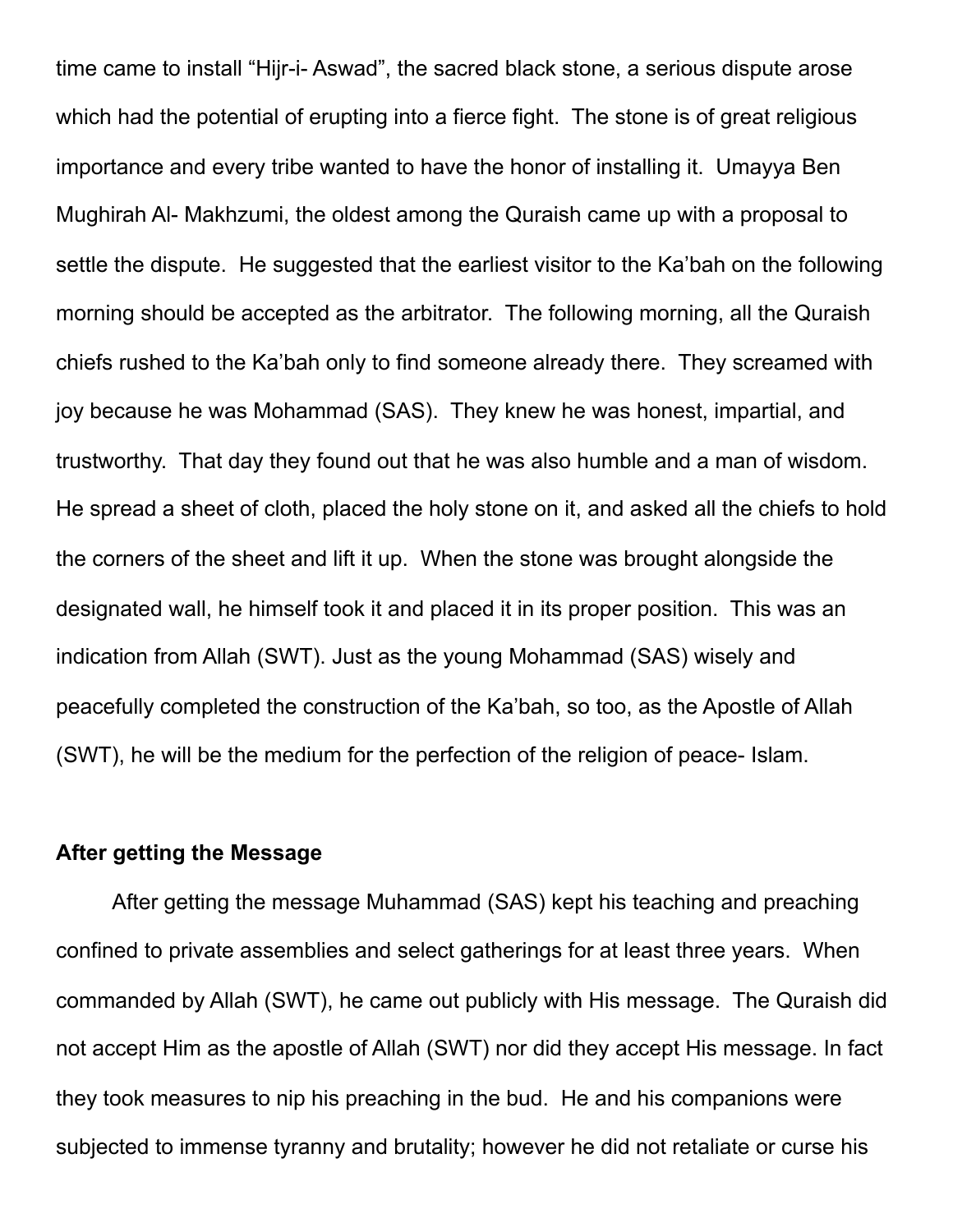time came to install "Hijr-i- Aswad", the sacred black stone, a serious dispute arose which had the potential of erupting into a fierce fight. The stone is of great religious importance and every tribe wanted to have the honor of installing it. Umayya Ben Mughirah Al- Makhzumi, the oldest among the Quraish came up with a proposal to settle the dispute. He suggested that the earliest visitor to the Ka'bah on the following morning should be accepted as the arbitrator. The following morning, all the Quraish chiefs rushed to the Ka'bah only to find someone already there. They screamed with joy because he was Mohammad (SAS). They knew he was honest, impartial, and trustworthy. That day they found out that he was also humble and a man of wisdom. He spread a sheet of cloth, placed the holy stone on it, and asked all the chiefs to hold the corners of the sheet and lift it up. When the stone was brought alongside the designated wall, he himself took it and placed it in its proper position. This was an indication from Allah (SWT). Just as the young Mohammad (SAS) wisely and peacefully completed the construction of the Ka'bah, so too, as the Apostle of Allah (SWT), he will be the medium for the perfection of the religion of peace- Islam.

**After getting the Message**

After getting the message Muhammad (SAS) kept his teaching and preaching confined to private assemblies and select gatherings for at least three years. When commanded by Allah (SWT), he came out publicly with His message. The Quraish did not accept Him as the apostle of Allah (SWT) nor did they accept His message. In fact they took measures to nip his preaching in the bud. He and his companions were subjected to immense tyranny and brutality; however he did not retaliate or curse his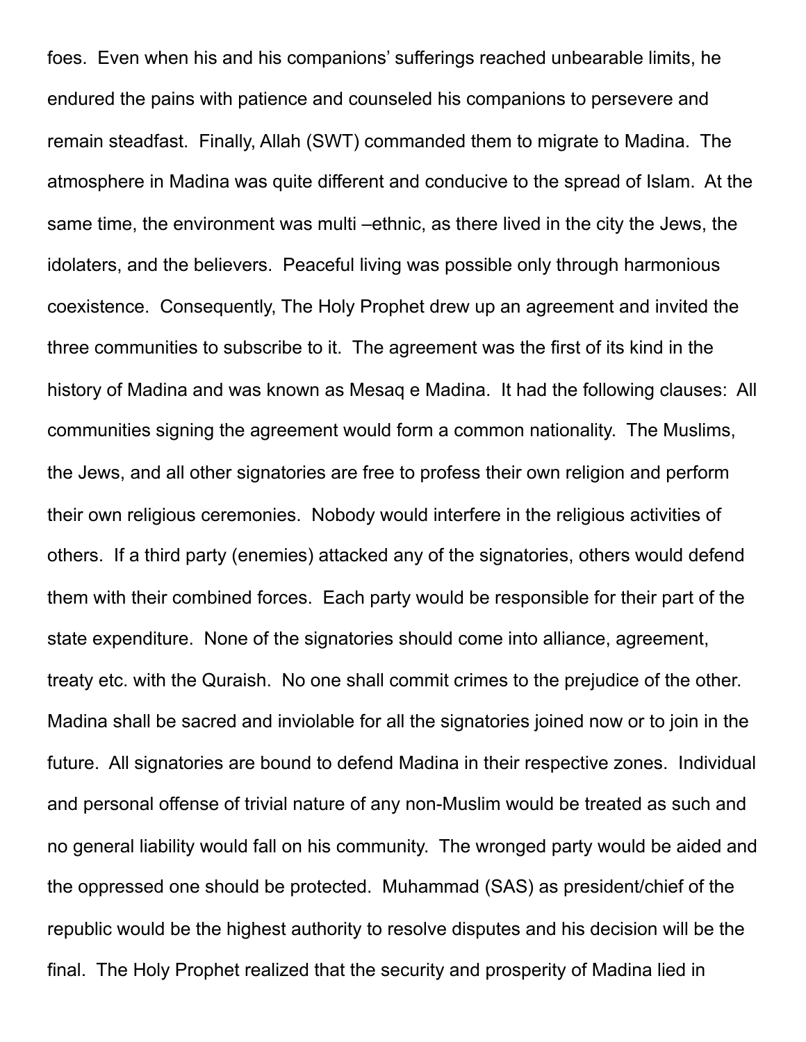foes.  Even when his and his companions' sufferings reached unbearable limits, he endured the pains with patience and counseled his companions to persevere and remain steadfast.  Finally, Allah (SWT) commanded them to migrate to Madina.  The atmosphere in Madina was quite different and conducive to the spread of Islam.  At the same time, the environment was multi –ethnic, as there lived in the city the Jews, the idolaters, and the believers.  Peaceful living was possible only through harmonious coexistence.  Consequently, The Holy Prophet drew up an agreement and invited the three communities to subscribe to it.  The agreement was the first of its kind in the history of Madina and was known as Mesaq e Madina.  It had the following clauses:  All communities signing the agreement would form a common nationality.  The Muslims, the Jews, and all other signatories are free to profess their own religion and perform their own religious ceremonies.  Nobody would interfere in the religious activities of others.  If a third party (enemies) attacked any of the signatories, others would defend them with their combined forces.  Each party would be responsible for their part of the state expenditure.  None of the signatories should come into alliance, agreement, treaty etc. with the Quraish.  No one shall commit crimes to the prejudice of the other.  Madina shall be sacred and inviolable for all the signatories joined now or to join in the future.  All signatories are bound to defend Madina in their respective zones.  Individual and personal offense of trivial nature of any non-Muslim would be treated as such and no general liability would fall on his community.  The wronged party would be aided and the oppressed one should be protected.  Muhammad (SAS) as president/chief of the republic would be the highest authority to resolve disputes and his decision will be the final.  The Holy Prophet realized that the security and prosperity of Madina lied in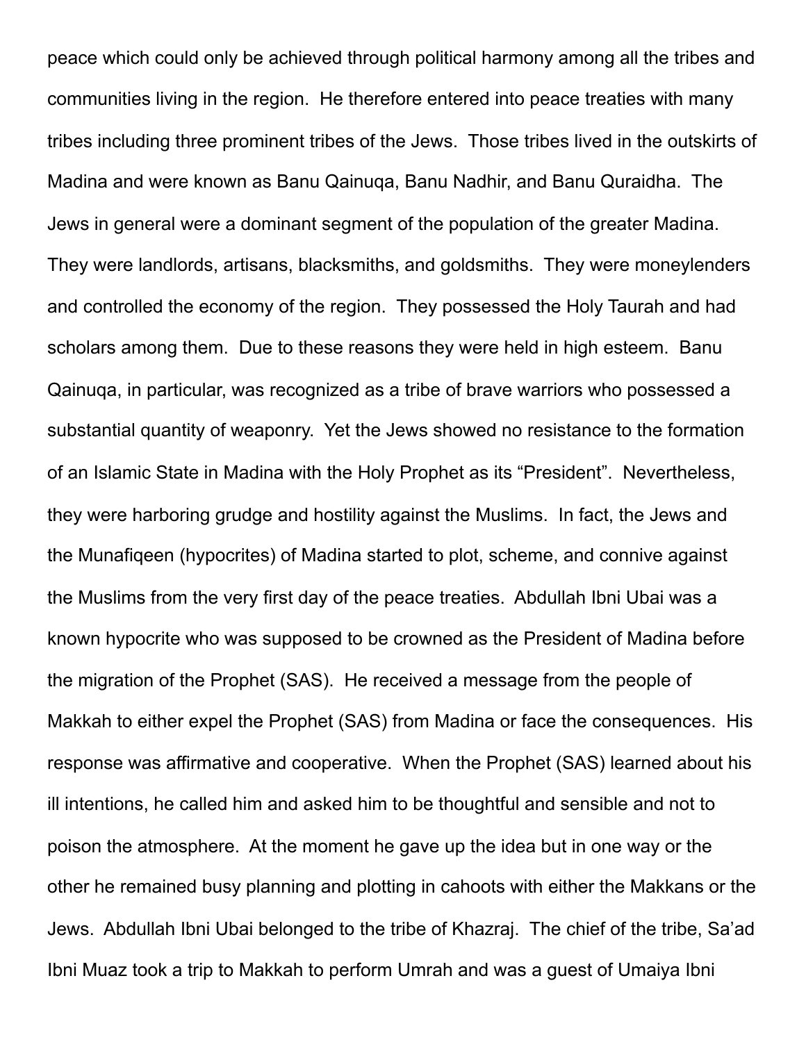peace which could only be achieved through political harmony among all the tribes and communities living in the region. He therefore entered into peace treaties with many tribes including three prominent tribes of the Jews. Those tribes lived in the outskirts of Madina and were known as Banu Qainuqa, Banu Nadhir, and Banu Quraidha. The Jews in general were a dominant segment of the population of the greater Madina. They were landlords, artisans, blacksmiths, and goldsmiths. They were moneylenders and controlled the economy of the region. They possessed the Holy Taurah and had scholars among them. Due to these reasons they were held in high esteem. Banu Qainuqa, in particular, was recognized as a tribe of brave warriors who possessed a substantial quantity of weaponry. Yet the Jews showed no resistance to the formation of an Islamic State in Madina with the Holy Prophet as its "President". Nevertheless, they were harboring grudge and hostility against the Muslims. In fact, the Jews and the Munafiqeen (hypocrites) of Madina started to plot, scheme, and connive against the Muslims from the very first day of the peace treaties. Abdullah Ibni Ubai was a known hypocrite who was supposed to be crowned as the President of Madina before the migration of the Prophet (SAS). He received a message from the people of Makkah to either expel the Prophet (SAS) from Madina or face the consequences. His response was affirmative and cooperative. When the Prophet (SAS) learned about his ill intentions, he called him and asked him to be thoughtful and sensible and not to poison the atmosphere. At the moment he gave up the idea but in one way or the other he remained busy planning and plotting in cahoots with either the Makkans or the Jews. Abdullah Ibni Ubai belonged to the tribe of Khazraj. The chief of the tribe, Sa'ad Ibni Muaz took a trip to Makkah to perform Umrah and was a guest of Umaiya Ibni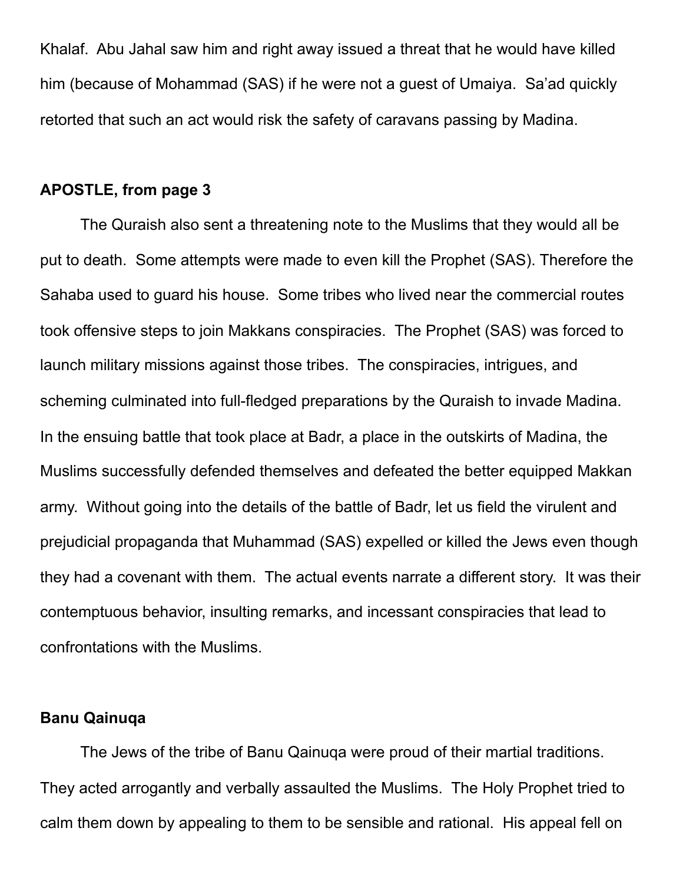Khalaf. Abu Jahal saw him and right away issued a threat that he would have killed him (because of Mohammad (SAS) if he were not a guest of Umaiya. Sa'ad quickly retorted that such an act would risk the safety of caravans passing by Madina.

**APOSTLE, from page 3**

The Quraish also sent a threatening note to the Muslims that they would all be put to death. Some attempts were made to even kill the Prophet (SAS). Therefore the Sahaba used to guard his house. Some tribes who lived near the commercial routes took offensive steps to join Makkans conspiracies. The Prophet (SAS) was forced to launch military missions against those tribes. The conspiracies, intrigues, and scheming culminated into full-fledged preparations by the Quraish to invade Madina. In the ensuing battle that took place at Badr, a place in the outskirts of Madina, the Muslims successfully defended themselves and defeated the better equipped Makkan army. Without going into the details of the battle of Badr, let us field the virulent and prejudicial propaganda that Muhammad (SAS) expelled or killed the Jews even though they had a covenant with them. The actual events narrate a different story. It was their contemptuous behavior, insulting remarks, and incessant conspiracies that lead to confrontations with the Muslims.

**Banu Qainuqa**

The Jews of the tribe of Banu Qainuqa were proud of their martial traditions. They acted arrogantly and verbally assaulted the Muslims. The Holy Prophet tried to calm them down by appealing to them to be sensible and rational. His appeal fell on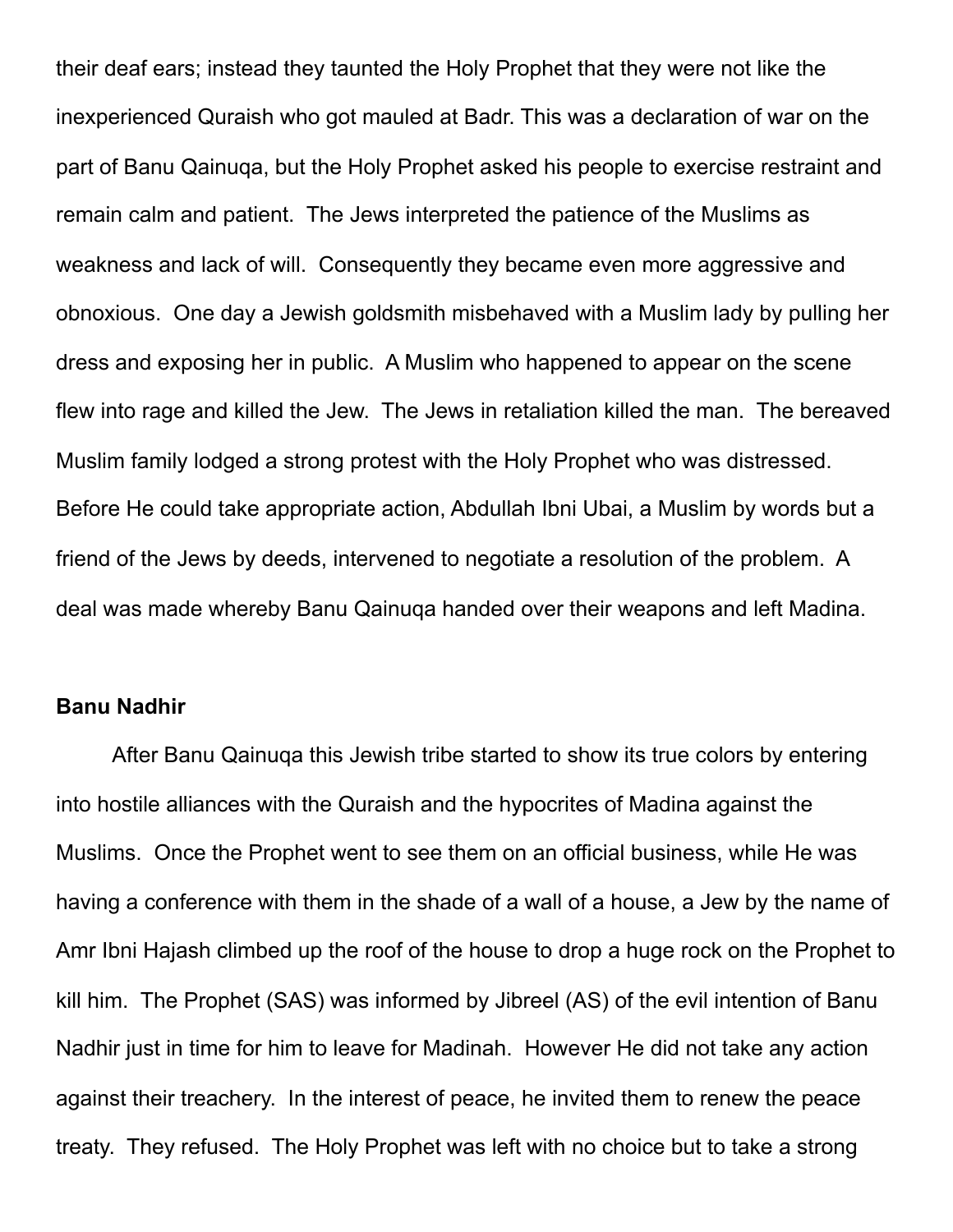their deaf ears; instead they taunted the Holy Prophet that they were not like the inexperienced Quraish who got mauled at Badr. This was a declaration of war on the part of Banu Qainuqa, but the Holy Prophet asked his people to exercise restraint and remain calm and patient. The Jews interpreted the patience of the Muslims as weakness and lack of will. Consequently they became even more aggressive and obnoxious. One day a Jewish goldsmith misbehaved with a Muslim lady by pulling her dress and exposing her in public. A Muslim who happened to appear on the scene flew into rage and killed the Jew. The Jews in retaliation killed the man. The bereaved Muslim family lodged a strong protest with the Holy Prophet who was distressed. Before He could take appropriate action, Abdullah Ibni Ubai, a Muslim by words but a friend of the Jews by deeds, intervened to negotiate a resolution of the problem. A deal was made whereby Banu Qainuqa handed over their weapons and left Madina.

**Banu Nadhir**

After Banu Qainuqa this Jewish tribe started to show its true colors by entering into hostile alliances with the Quraish and the hypocrites of Madina against the Muslims. Once the Prophet went to see them on an official business, while He was having a conference with them in the shade of a wall of a house, a Jew by the name of Amr Ibni Hajash climbed up the roof of the house to drop a huge rock on the Prophet to kill him. The Prophet (SAS) was informed by Jibreel (AS) of the evil intention of Banu Nadhir just in time for him to leave for Madinah. However He did not take any action against their treachery. In the interest of peace, he invited them to renew the peace treaty. They refused. The Holy Prophet was left with no choice but to take a strong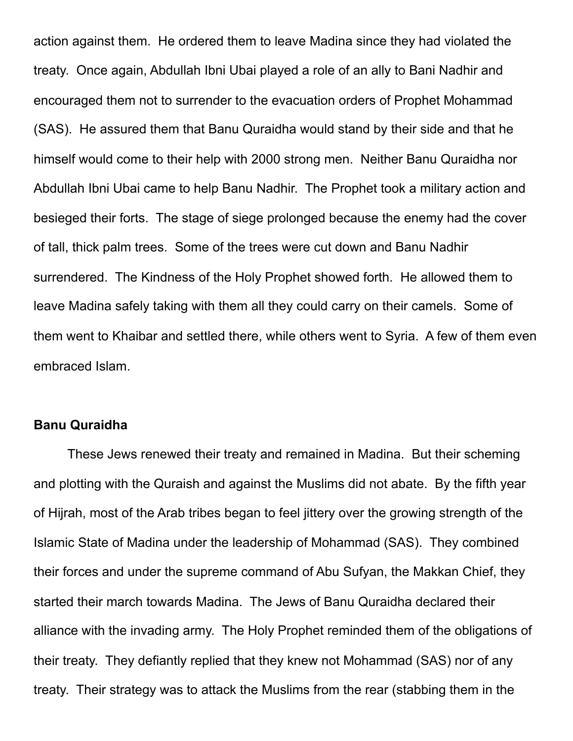action against them. He ordered them to leave Madina since they had violated the treaty. Once again, Abdullah Ibni Ubai played a role of an ally to Bani Nadhir and encouraged them not to surrender to the evacuation orders of Prophet Mohammad (SAS). He assured them that Banu Quraidha would stand by their side and that he himself would come to their help with 2000 strong men. Neither Banu Quraidha nor Abdullah Ibni Ubai came to help Banu Nadhir. The Prophet took a military action and besieged their forts. The stage of siege prolonged because the enemy had the cover of tall, thick palm trees. Some of the trees were cut down and Banu Nadhir surrendered. The Kindness of the Holy Prophet showed forth. He allowed them to leave Madina safely taking with them all they could carry on their camels. Some of them went to Khaibar and settled there, while others went to Syria. A few of them even embraced Islam.

**Banu Quraidha**

These Jews renewed their treaty and remained in Madina. But their scheming and plotting with the Quraish and against the Muslims did not abate. By the fifth year of Hijrah, most of the Arab tribes began to feel jittery over the growing strength of the Islamic State of Madina under the leadership of Mohammad (SAS). They combined their forces and under the supreme command of Abu Sufyan, the Makkan Chief, they started their march towards Madina. The Jews of Banu Quraidha declared their alliance with the invading army. The Holy Prophet reminded them of the obligations of their treaty. They defiantly replied that they knew not Mohammad (SAS) nor of any treaty. Their strategy was to attack the Muslims from the rear (stabbing them in the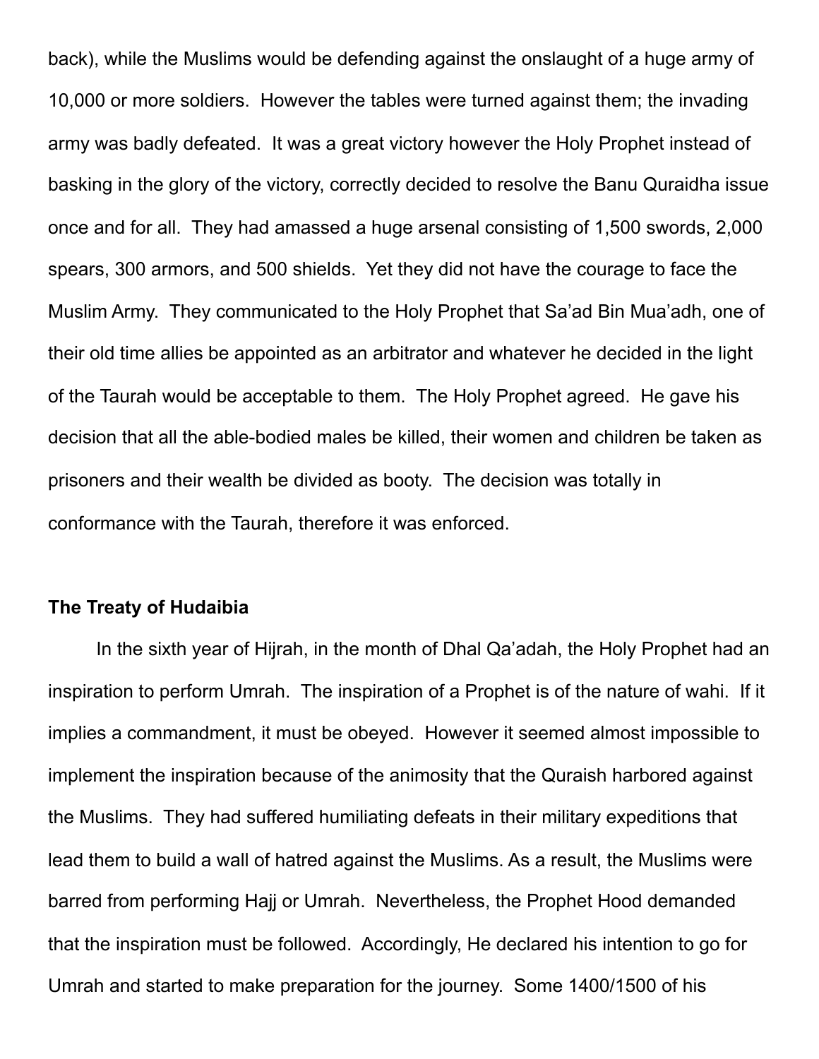back), while the Muslims would be defending against the onslaught of a huge army of 10,000 or more soldiers. However the tables were turned against them; the invading army was badly defeated. It was a great victory however the Holy Prophet instead of basking in the glory of the victory, correctly decided to resolve the Banu Quraidha issue once and for all. They had amassed a huge arsenal consisting of 1,500 swords, 2,000 spears, 300 armors, and 500 shields. Yet they did not have the courage to face the Muslim Army. They communicated to the Holy Prophet that Sa'ad Bin Mua'adh, one of their old time allies be appointed as an arbitrator and whatever he decided in the light of the Taurah would be acceptable to them. The Holy Prophet agreed. He gave his decision that all the able-bodied males be killed, their women and children be taken as prisoners and their wealth be divided as booty. The decision was totally in conformance with the Taurah, therefore it was enforced.

**The Treaty of Hudaibia**

In the sixth year of Hijrah, in the month of Dhal Qa'adah, the Holy Prophet had an inspiration to perform Umrah. The inspiration of a Prophet is of the nature of wahi. If it implies a commandment, it must be obeyed. However it seemed almost impossible to implement the inspiration because of the animosity that the Quraish harbored against the Muslims. They had suffered humiliating defeats in their military expeditions that lead them to build a wall of hatred against the Muslims. As a result, the Muslims were barred from performing Hajj or Umrah. Nevertheless, the Prophet Hood demanded that the inspiration must be followed. Accordingly, He declared his intention to go for Umrah and started to make preparation for the journey. Some 1400/1500 of his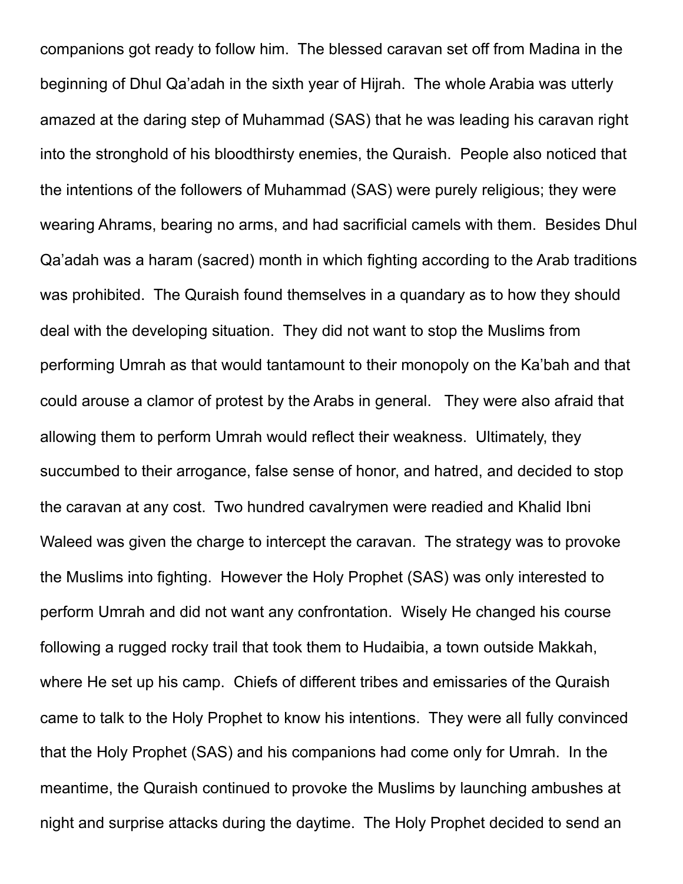companions got ready to follow him. The blessed caravan set off from Madina in the beginning of Dhul Qa'adah in the sixth year of Hijrah. The whole Arabia was utterly amazed at the daring step of Muhammad (SAS) that he was leading his caravan right into the stronghold of his bloodthirsty enemies, the Quraish. People also noticed that the intentions of the followers of Muhammad (SAS) were purely religious; they were wearing Ahrams, bearing no arms, and had sacrificial camels with them. Besides Dhul Qa'adah was a haram (sacred) month in which fighting according to the Arab traditions was prohibited. The Quraish found themselves in a quandary as to how they should deal with the developing situation. They did not want to stop the Muslims from performing Umrah as that would tantamount to their monopoly on the Ka'bah and that could arouse a clamor of protest by the Arabs in general. They were also afraid that allowing them to perform Umrah would reflect their weakness. Ultimately, they succumbed to their arrogance, false sense of honor, and hatred, and decided to stop the caravan at any cost. Two hundred cavalrymen were readied and Khalid Ibni Waleed was given the charge to intercept the caravan. The strategy was to provoke the Muslims into fighting. However the Holy Prophet (SAS) was only interested to perform Umrah and did not want any confrontation. Wisely He changed his course following a rugged rocky trail that took them to Hudaibia, a town outside Makkah, where He set up his camp. Chiefs of different tribes and emissaries of the Quraish came to talk to the Holy Prophet to know his intentions. They were all fully convinced that the Holy Prophet (SAS) and his companions had come only for Umrah. In the meantime, the Quraish continued to provoke the Muslims by launching ambushes at night and surprise attacks during the daytime. The Holy Prophet decided to send an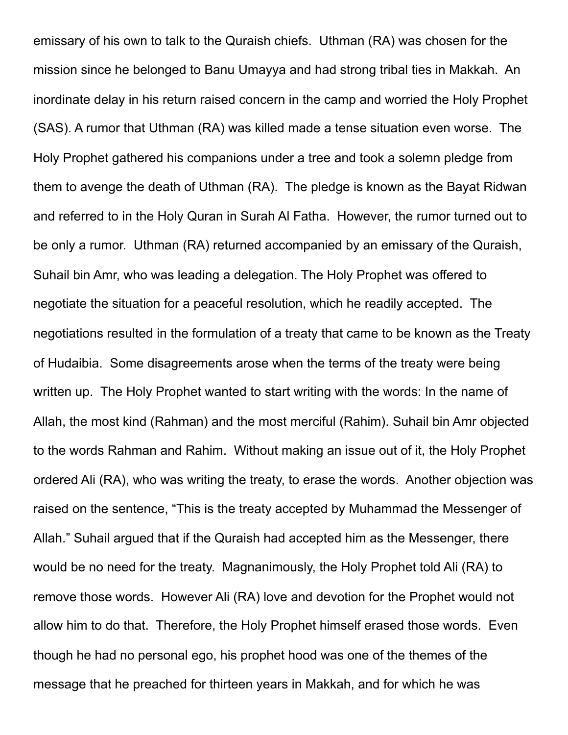emissary of his own to talk to the Quraish chiefs. Uthman (RA) was chosen for the mission since he belonged to Banu Umayya and had strong tribal ties in Makkah. An inordinate delay in his return raised concern in the camp and worried the Holy Prophet (SAS). A rumor that Uthman (RA) was killed made a tense situation even worse. The Holy Prophet gathered his companions under a tree and took a solemn pledge from them to avenge the death of Uthman (RA). The pledge is known as the Bayat Ridwan and referred to in the Holy Quran in Surah Al Fatha. However, the rumor turned out to be only a rumor. Uthman (RA) returned accompanied by an emissary of the Quraish, Suhail bin Amr, who was leading a delegation. The Holy Prophet was offered to negotiate the situation for a peaceful resolution, which he readily accepted. The negotiations resulted in the formulation of a treaty that came to be known as the Treaty of Hudaibia. Some disagreements arose when the terms of the treaty were being written up. The Holy Prophet wanted to start writing with the words: In the name of Allah, the most kind (Rahman) and the most merciful (Rahim). Suhail bin Amr objected to the words Rahman and Rahim. Without making an issue out of it, the Holy Prophet ordered Ali (RA), who was writing the treaty, to erase the words. Another objection was raised on the sentence, "This is the treaty accepted by Muhammad the Messenger of Allah." Suhail argued that if the Quraish had accepted him as the Messenger, there would be no need for the treaty. Magnanimously, the Holy Prophet told Ali (RA) to remove those words. However Ali (RA) love and devotion for the Prophet would not allow him to do that. Therefore, the Holy Prophet himself erased those words. Even though he had no personal ego, his prophet hood was one of the themes of the message that he preached for thirteen years in Makkah, and for which he was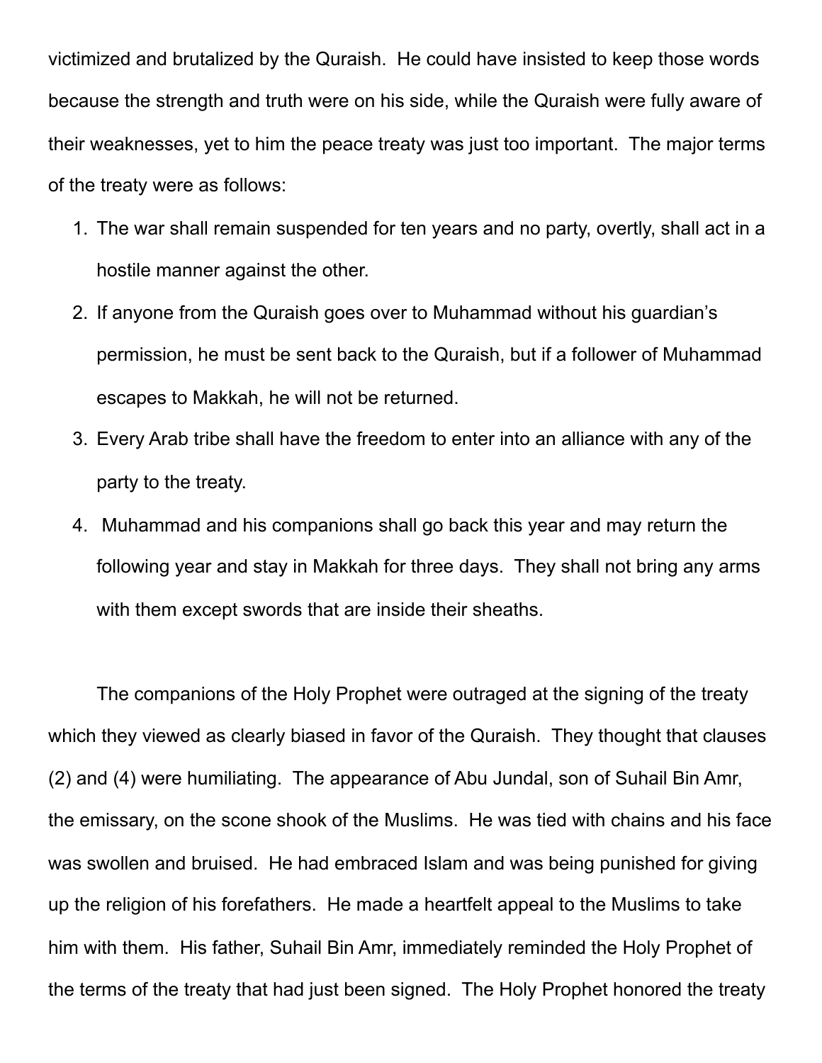victimized and brutalized by the Quraish. He could have insisted to keep those words because the strength and truth were on his side, while the Quraish were fully aware of their weaknesses, yet to him the peace treaty was just too important. The major terms of the treaty were as follows:

1. The war shall remain suspended for ten years and no party, overtly, shall act in a hostile manner against the other.
2. If anyone from the Quraish goes over to Muhammad without his guardian's permission, he must be sent back to the Quraish, but if a follower of Muhammad escapes to Makkah, he will not be returned.
3. Every Arab tribe shall have the freedom to enter into an alliance with any of the party to the treaty.
4. Muhammad and his companions shall go back this year and may return the following year and stay in Makkah for three days. They shall not bring any arms with them except swords that are inside their sheaths.

The companions of the Holy Prophet were outraged at the signing of the treaty which they viewed as clearly biased in favor of the Quraish. They thought that clauses (2) and (4) were humiliating. The appearance of Abu Jundal, son of Suhail Bin Amr, the emissary, on the scone shook of the Muslims. He was tied with chains and his face was swollen and bruised. He had embraced Islam and was being punished for giving up the religion of his forefathers. He made a heartfelt appeal to the Muslims to take him with them. His father, Suhail Bin Amr, immediately reminded the Holy Prophet of the terms of the treaty that had just been signed. The Holy Prophet honored the treaty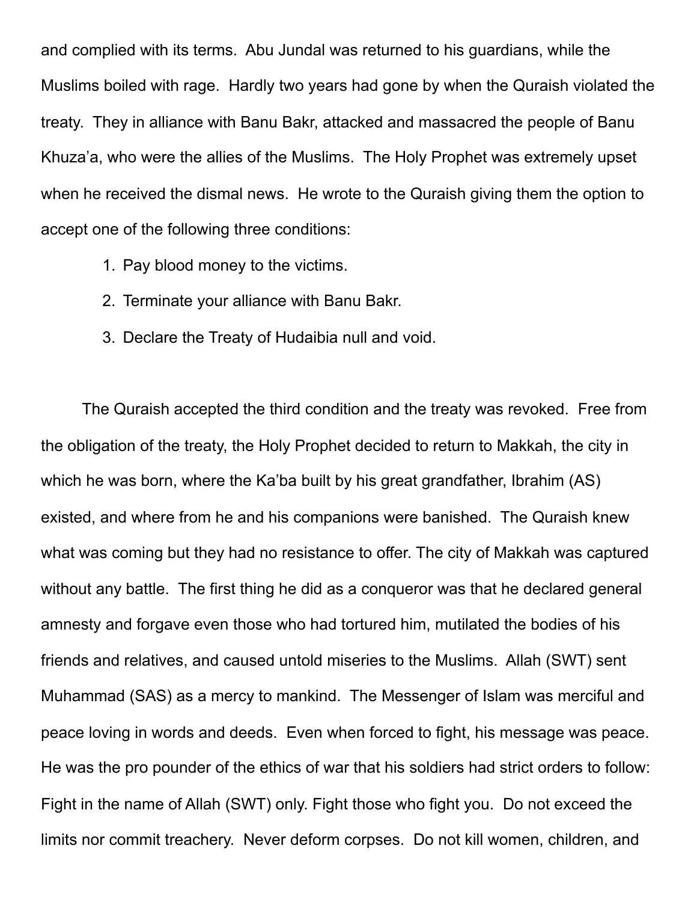and complied with its terms. Abu Jundal was returned to his guardians, while the Muslims boiled with rage. Hardly two years had gone by when the Quraish violated the treaty. They in alliance with Banu Bakr, attacked and massacred the people of Banu Khuza'a, who were the allies of the Muslims. The Holy Prophet was extremely upset when he received the dismal news. He wrote to the Quraish giving them the option to accept one of the following three conditions:

1. Pay blood money to the victims.
2. Terminate your alliance with Banu Bakr.
3. Declare the Treaty of Hudaibia null and void.

The Quraish accepted the third condition and the treaty was revoked. Free from the obligation of the treaty, the Holy Prophet decided to return to Makkah, the city in which he was born, where the Ka'ba built by his great grandfather, Ibrahim (AS) existed, and where from he and his companions were banished. The Quraish knew what was coming but they had no resistance to offer. The city of Makkah was captured without any battle. The first thing he did as a conqueror was that he declared general amnesty and forgave even those who had tortured him, mutilated the bodies of his friends and relatives, and caused untold miseries to the Muslims. Allah (SWT) sent Muhammad (SAS) as a mercy to mankind. The Messenger of Islam was merciful and peace loving in words and deeds. Even when forced to fight, his message was peace. He was the pro pounder of the ethics of war that his soldiers had strict orders to follow: Fight in the name of Allah (SWT) only. Fight those who fight you. Do not exceed the limits nor commit treachery. Never deform corpses. Do not kill women, children, and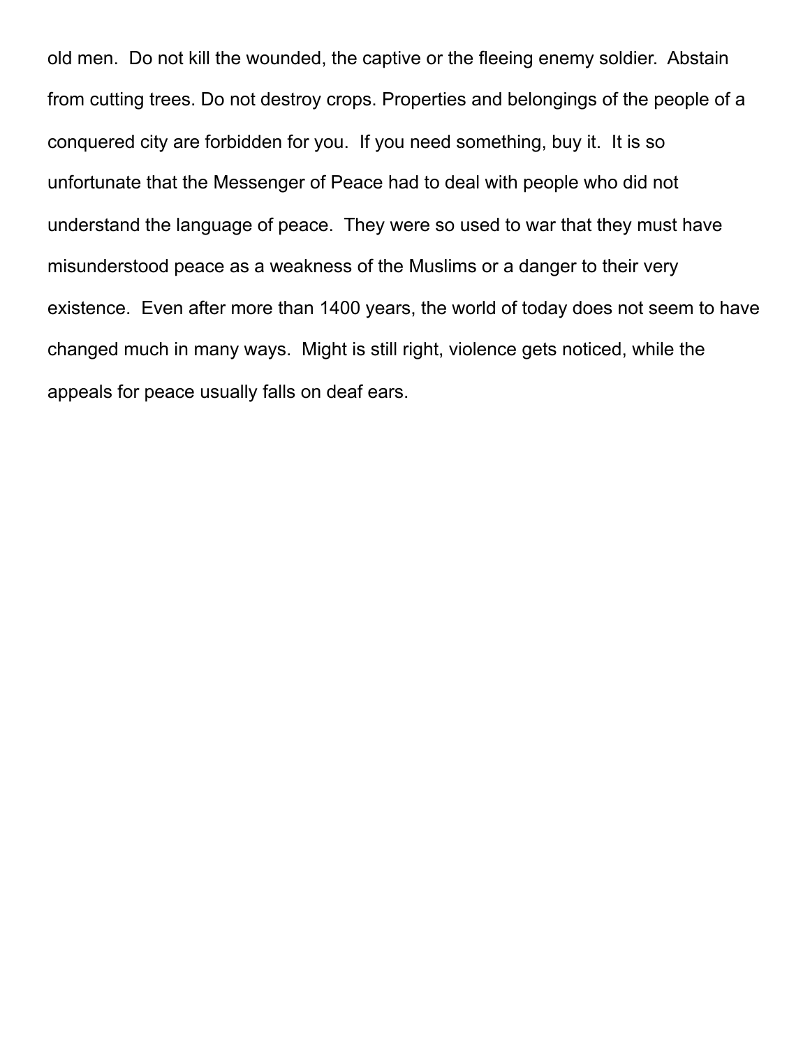old men. Do not kill the wounded, the captive or the fleeing enemy soldier. Abstain from cutting trees. Do not destroy crops. Properties and belongings of the people of a conquered city are forbidden for you. If you need something, buy it. It is so unfortunate that the Messenger of Peace had to deal with people who did not understand the language of peace. They were so used to war that they must have misunderstood peace as a weakness of the Muslims or a danger to their very existence. Even after more than 1400 years, the world of today does not seem to have changed much in many ways. Might is still right, violence gets noticed, while the appeals for peace usually falls on deaf ears.